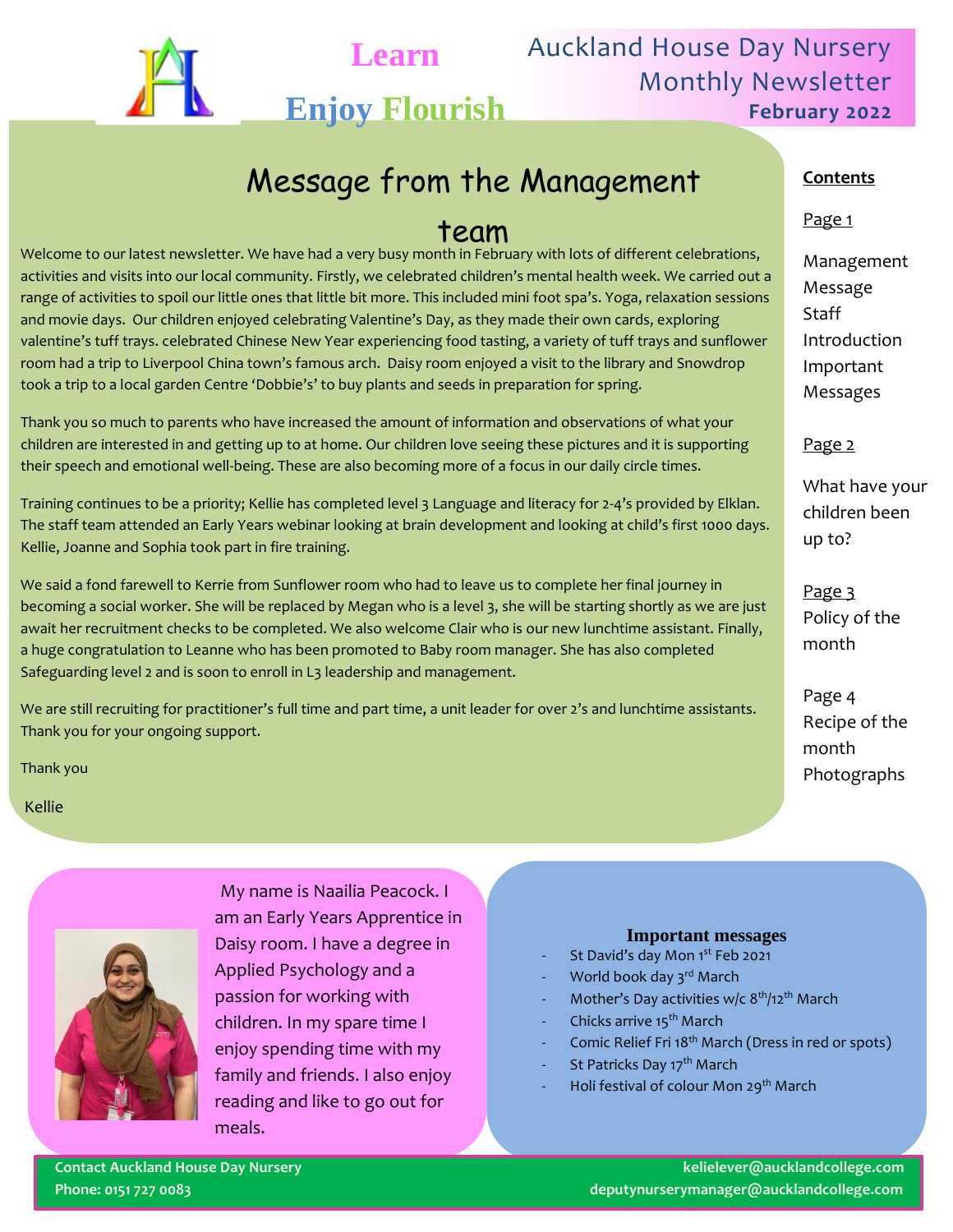Learn

Enjoy Flourish

# Auckland House Day Nursery Monthly Newsletter

**February 2022**

## Message from the Management team

Welcome to our latest newsletter. We have had a very busy month in February with lots of different celebrations, activities and visits into our local community. Firstly, we celebrated children's mental health week. We carried out a range of activities to spoil our little ones that little bit more. This included mini foot spa's. Yoga, relaxation sessions and movie days. Our children enjoyed celebrating Valentine's Day, as they made their own cards, exploring valentine's tuff trays. celebrated Chinese New Year experiencing food tasting, a variety of tuff trays and sunflower room had a trip to Liverpool China town's famous arch. Daisy room enjoyed a visit to the library and Snowdrop took a trip to a local garden Centre 'Dobbie's' to buy plants and seeds in preparation for spring.

Thank you so much to parents who have increased the amount of information and observations of what your children are interested in and getting up to at home. Our children love seeing these pictures and it is supporting their speech and emotional well-being. These are also becoming more of a focus in our daily circle times.

Training continues to be a priority; Kellie has completed level 3 Language and literacy for 2-4's provided by Elklan. The staff team attended an Early Years webinar looking at brain development and looking at child's first 1000 days. Kellie, Joanne and Sophia took part in fire training.

We said a fond farewell to Kerrie from Sunflower room who had to leave us to complete her final journey in becoming a social worker. She will be replaced by Megan who is a level 3, she will be starting shortly as we are just await her recruitment checks to be completed. We also welcome Clair who is our new lunchtime assistant. Finally, a huge congratulation to Leanne who has been promoted to Baby room manager. She has also completed Safeguarding level 2 and is soon to enroll in L3 leadership and management.

We are still recruiting for practitioner's full time and part time, a unit leader for over 2's and lunchtime assistants. Thank you for your ongoing support.

Thank you

Kellie

**Contents**

Page 1

Management Message
Staff Introduction
Important Messages

Page 2

What have your children been up to?

Page 3
Policy of the month

Page 4
Recipe of the month
Photographs

My name is Naailia Peacock. I am an Early Years Apprentice in Daisy room. I have a degree in Applied Psychology and a passion for working with children. In my spare time I enjoy spending time with my family and friends. I also enjoy reading and like to go out for meals.

### Important messages

- St David's day Mon 1st Feb 2021
- World book day 3rd March
- Mother's Day activities w/c 8th/12th March
- Chicks arrive 15th March
- Comic Relief Fri 18th March (Dress in red or spots)
- St Patricks Day 17th March
- Holi festival of colour Mon 29th March

**Contact Auckland House Day Nursery**
**Phone: 0151 727 0083**

**kelielever@aucklandcollege.com**
**deputynurserymanager@aucklandcollege.com**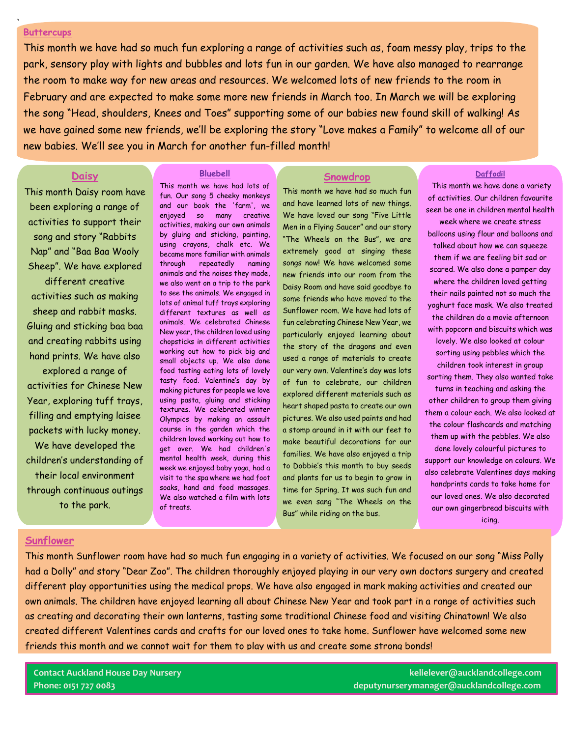## Buttercups

This month we have had so much fun exploring a range of activities such as, foam messy play, trips to the park, sensory play with lights and bubbles and lots fun in our garden. We have also managed to rearrange the room to make way for new areas and resources. We welcomed lots of new friends to the room in February and are expected to make some more new friends in March too. In March we will be exploring the song "Head, shoulders, Knees and Toes" supporting some of our babies new found skill of walking! As we have gained some new friends, we'll be exploring the story "Love makes a Family" to welcome all of our new babies. We'll see you in March for another fun-filled month!

## Daisy

This month Daisy room have been exploring a range of activities to support their song and story "Rabbits Nap" and "Baa Baa Wooly Sheep". We have explored different creative activities such as making sheep and rabbit masks. Gluing and sticking baa baa and creating rabbits using hand prints. We have also explored a range of activities for Chinese New Year, exploring tuff trays, filling and emptying laisee packets with lucky money. We have developed the children's understanding of their local environment through continuous outings to the park.

## Bluebell

This month we have had lots of fun. Our song 5 cheeky monkeys and our book the 'farm', we enjoyed so many creative activities, making our own animals by gluing and sticking, painting, using crayons, chalk etc. We became more familiar with animals through repeatedly naming animals and the noises they made, we also went on a trip to the park to see the animals. We engaged in lots of animal tuff trays exploring different textures as well as animals. We celebrated Chinese New year, the children loved using chopsticks in different activities working out how to pick big and small objects up. We also done food tasting eating lots of lovely tasty food. Valentine's day by making pictures for people we love using pasta, gluing and sticking textures. We celebrated winter Olympics by making an assault course in the garden which the children loved working out how to get over. We had children's mental health week, during this week we enjoyed baby yoga, had a visit to the spa where we had foot soaks, hand and food massages. We also watched a film with lots of treats.

## Snowdrop

This month we have had so much fun and have learned lots of new things. We have loved our song "Five Little Men in a Flying Saucer" and our story "The Wheels on the Bus", we are extremely good at singing these songs now! We have welcomed some new friends into our room from the Daisy Room and have said goodbye to some friends who have moved to the Sunflower room. We have had lots of fun celebrating Chinese New Year, we particularly enjoyed learning about the story of the dragons and even used a range of materials to create our very own. Valentine's day was lots of fun to celebrate, our children explored different materials such as heart shaped pasta to create our own pictures. We also used paints and had a stomp around in it with our feet to make beautiful decorations for our families. We have also enjoyed a trip to Dobbie's this month to buy seeds and plants for us to begin to grow in time for Spring. It was such fun and we even sang "The Wheels on the Bus" while riding on the bus.

## Daffodil

This month we have done a variety of activities. Our children favourite seen be one in children mental health week where we create stress balloons using flour and balloons and talked about how we can squeeze them if we are feeling bit sad or scared. We also done a pamper day where the children loved getting their nails painted not so much the yoghurt face mask. We also treated the children do a movie afternoon with popcorn and biscuits which was lovely. We also looked at colour sorting using pebbles which the children took interest in group sorting them. They also wanted take turns in teaching and asking the other children to group them giving them a colour each. We also looked at the colour flashcards and matching them up with the pebbles. We also done lovely colourful pictures to support our knowledge on colours. We also celebrate Valentines days making handprints cards to take home for our loved ones. We also decorated our own gingerbread biscuits with icing.

## Sunflower

This month Sunflower room have had so much fun engaging in a variety of activities. We focused on our song "Miss Polly had a Dolly" and story "Dear Zoo". The children thoroughly enjoyed playing in our very own doctors surgery and created different play opportunities using the medical props. We have also engaged in mark making activities and created our own animals. The children have enjoyed learning all about Chinese New Year and took part in a range of activities such as creating and decorating their own lanterns, tasting some traditional Chinese food and visiting Chinatown! We also created different Valentines cards and crafts for our loved ones to take home. Sunflower have welcomed some new friends this month and we cannot wait for them to play with us and create some strong bonds!

**Contact Auckland House Day Nursery**
**Phone: 0151 727 0083**

**kelielever@aucklandcollege.com**
**deputynurserymanager@aucklandcollege.com**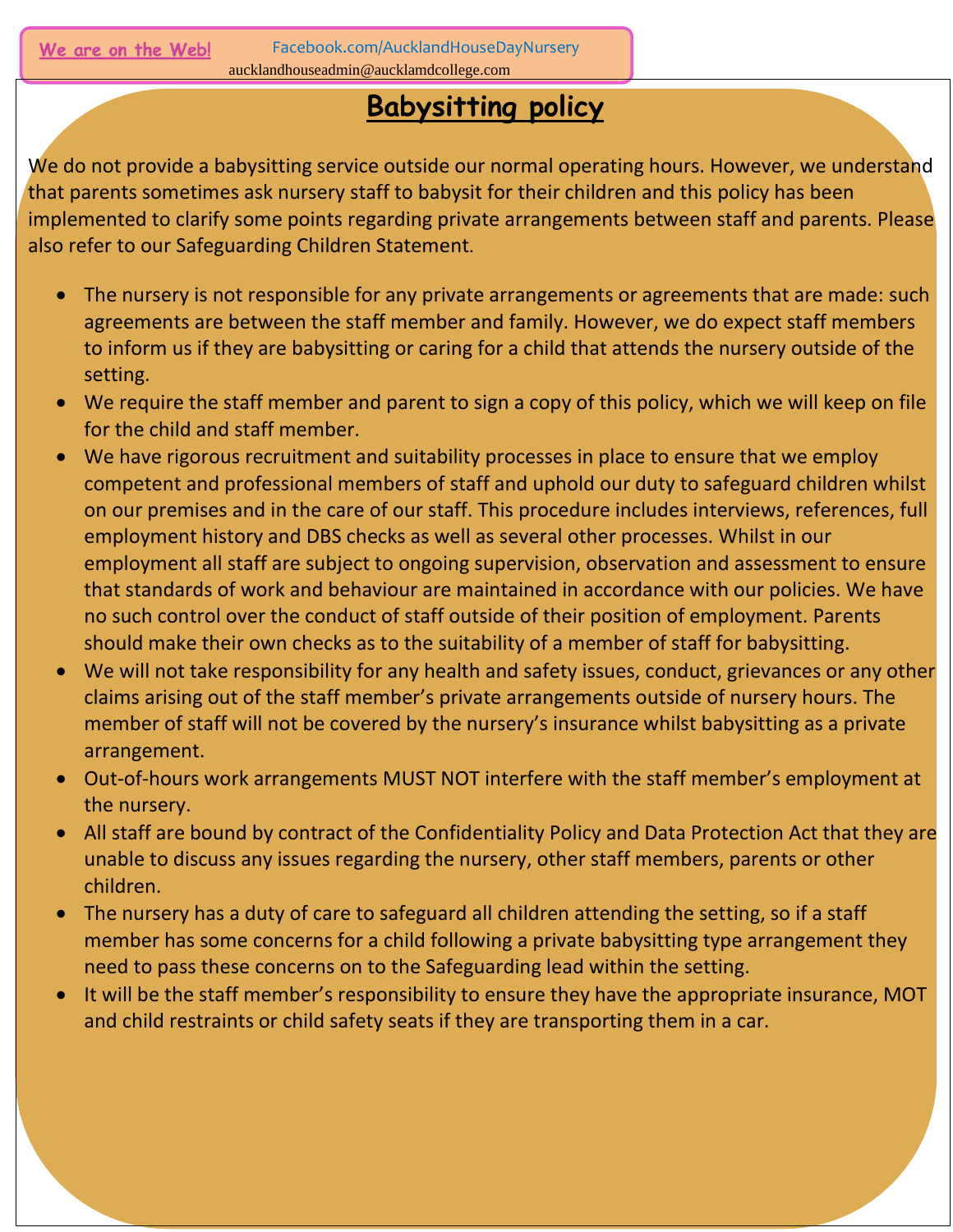We are on the Web! Facebook.com/AucklandHouseDayNursery
aucklandhouseadmin@aucklamdcollege.com

# Babysitting policy

We do not provide a babysitting service outside our normal operating hours. However, we understand that parents sometimes ask nursery staff to babysit for their children and this policy has been implemented to clarify some points regarding private arrangements between staff and parents. Please also refer to our Safeguarding Children Statement.

- The nursery is not responsible for any private arrangements or agreements that are made: such agreements are between the staff member and family. However, we do expect staff members to inform us if they are babysitting or caring for a child that attends the nursery outside of the setting.
- We require the staff member and parent to sign a copy of this policy, which we will keep on file for the child and staff member.
- We have rigorous recruitment and suitability processes in place to ensure that we employ competent and professional members of staff and uphold our duty to safeguard children whilst on our premises and in the care of our staff. This procedure includes interviews, references, full employment history and DBS checks as well as several other processes. Whilst in our employment all staff are subject to ongoing supervision, observation and assessment to ensure that standards of work and behaviour are maintained in accordance with our policies. We have no such control over the conduct of staff outside of their position of employment. Parents should make their own checks as to the suitability of a member of staff for babysitting.
- We will not take responsibility for any health and safety issues, conduct, grievances or any other claims arising out of the staff member's private arrangements outside of nursery hours. The member of staff will not be covered by the nursery's insurance whilst babysitting as a private arrangement.
- Out-of-hours work arrangements MUST NOT interfere with the staff member's employment at the nursery.
- All staff are bound by contract of the Confidentiality Policy and Data Protection Act that they are unable to discuss any issues regarding the nursery, other staff members, parents or other children.
- The nursery has a duty of care to safeguard all children attending the setting, so if a staff member has some concerns for a child following a private babysitting type arrangement they need to pass these concerns on to the Safeguarding lead within the setting.
- It will be the staff member's responsibility to ensure they have the appropriate insurance, MOT and child restraints or child safety seats if they are transporting them in a car.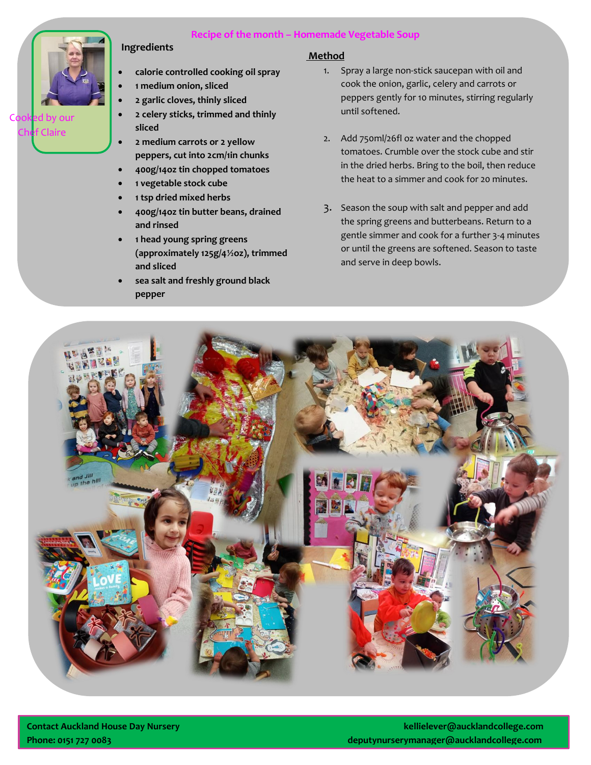## Recipe of the month – Homemade Vegetable Soup

Cooked by our Chef Claire

### Ingredients

- calorie controlled cooking oil spray
- 1 medium onion, sliced
- 2 garlic cloves, thinly sliced
- 2 celery sticks, trimmed and thinly sliced
- 2 medium carrots or 2 yellow peppers, cut into 2cm/1in chunks
- 400g/14oz tin chopped tomatoes
- 1 vegetable stock cube
- 1 tsp dried mixed herbs
- 400g/14oz tin butter beans, drained and rinsed
- 1 head young spring greens (approximately 125g/4½oz), trimmed and sliced
- sea salt and freshly ground black pepper

### Method

1. Spray a large non-stick saucepan with oil and cook the onion, garlic, celery and carrots or peppers gently for 10 minutes, stirring regularly until softened.
2. Add 750ml/26fl oz water and the chopped tomatoes. Crumble over the stock cube and stir in the dried herbs. Bring to the boil, then reduce the heat to a simmer and cook for 20 minutes.
3. Season the soup with salt and pepper and add the spring greens and butterbeans. Return to a gentle simmer and cook for a further 3-4 minutes or until the greens are softened. Season to taste and serve in deep bowls.

**Contact Auckland House Day Nursery**
**Phone: 0151 727 0083**

**kellielever@aucklandcollege.com**
**deputynurserymanager@aucklandcollege.com**